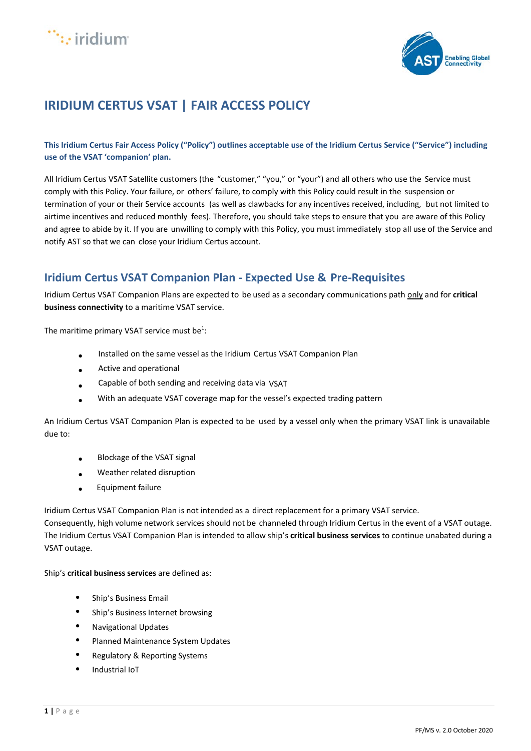# IRIDIUM CERTUS VSAT | FAIR ACCESS POLICY

**This Iridium Certus Fair Access Policy ("Policy") outlines acceptable use of the Iridium Certus Service ("Service") including use of the VSAT 'companion' plan.**

All Iridium Certus VSAT Satellite customers (the "customer," "you," or "your") and all others who use the Service must comply with this Policy. Your failure, or others' failure, to comply with this Policy could result in the suspension or termination of your or their Service accounts (as well as clawbacks for any incentives received, including, but not limited to airtime incentives and reduced monthly fees). Therefore, you should take steps to ensure that you are aware of this Policy and agree to abide by it. If you are unwilling to comply with this Policy, you must immediately stop all use of the Service and notify AST so that we can close your Iridium Certus account.

## Iridium Certus VSAT Companion Plan - Expected Use & Pre-Requisites

Iridium Certus VSAT Companion Plans are expected to be used as a secondary communications path only and for **critical business connectivity** to a maritime VSAT service.

The maritime primary VSAT service must be[1]:

- Installed on the same vessel as the Iridium Certus VSAT Companion Plan
- Active and operational
- Capable of both sending and receiving data via VSAT
- With an adequate VSAT coverage map for the vessel's expected trading pattern

An Iridium Certus VSAT Companion Plan is expected to be used by a vessel only when the primary VSAT link is unavailable due to:

- Blockage of the VSAT signal
- Weather related disruption
- Equipment failure

Iridium Certus VSAT Companion Plan is not intended as a direct replacement for a primary VSAT service. Consequently, high volume network services should not be channeled through Iridium Certus in the event of a VSAT outage. The Iridium Certus VSAT Companion Plan is intended to allow ship's **critical business services** to continue unabated during a VSAT outage.

Ship's **critical business services** are defined as:

- Ship's Business Email
- Ship's Business Internet browsing
- Navigational Updates
- Planned Maintenance System Updates
- Regulatory & Reporting Systems
- Industrial IoT

PF/MS v. 2.0 October 2020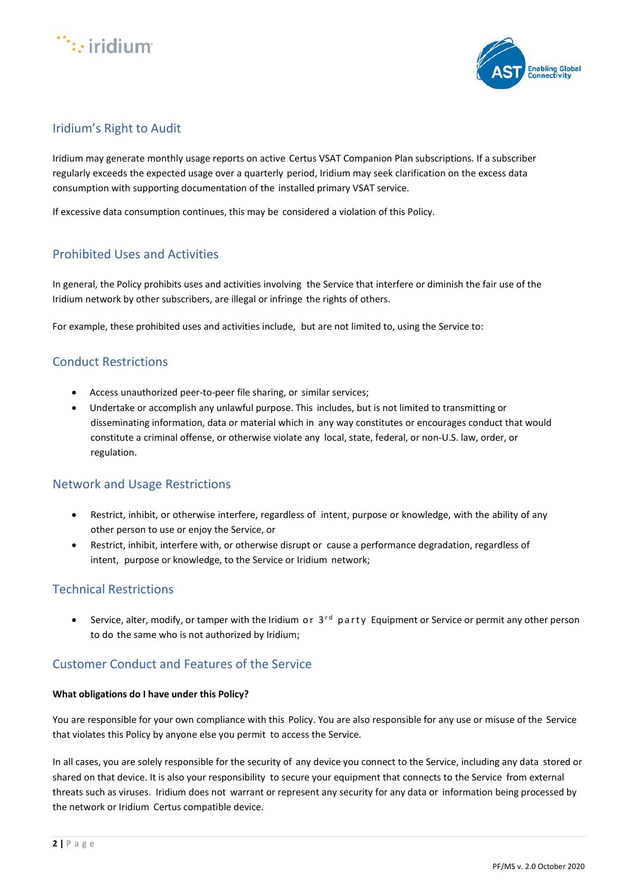## Iridium's Right to Audit

Iridium may generate monthly usage reports on active Certus VSAT Companion Plan subscriptions. If a subscriber regularly exceeds the expected usage over a quarterly period, Iridium may seek clarification on the excess data consumption with supporting documentation of the installed primary VSAT service.

If excessive data consumption continues, this may be considered a violation of this Policy.

## Prohibited Uses and Activities

In general, the Policy prohibits uses and activities involving the Service that interfere or diminish the fair use of the Iridium network by other subscribers, are illegal or infringe the rights of others.

For example, these prohibited uses and activities include, but are not limited to, using the Service to:

## Conduct Restrictions

- Access unauthorized peer-to-peer file sharing, or similar services;
- Undertake or accomplish any unlawful purpose. This includes, but is not limited to transmitting or disseminating information, data or material which in any way constitutes or encourages conduct that would constitute a criminal offense, or otherwise violate any local, state, federal, or non-U.S. law, order, or regulation.

## Network and Usage Restrictions

- Restrict, inhibit, or otherwise interfere, regardless of intent, purpose or knowledge, with the ability of any other person to use or enjoy the Service, or
- Restrict, inhibit, interfere with, or otherwise disrupt or cause a performance degradation, regardless of intent, purpose or knowledge, to the Service or Iridium network;

## Technical Restrictions

- Service, alter, modify, or tamper with the Iridium or 3rd party Equipment or Service or permit any other person to do the same who is not authorized by Iridium;

## Customer Conduct and Features of the Service

**What obligations do I have under this Policy?**

You are responsible for your own compliance with this Policy. You are also responsible for any use or misuse of the Service that violates this Policy by anyone else you permit to access the Service.

In all cases, you are solely responsible for the security of any device you connect to the Service, including any data stored or shared on that device. It is also your responsibility to secure your equipment that connects to the Service from external threats such as viruses. Iridium does not warrant or represent any security for any data or information being processed by the network or Iridium Certus compatible device.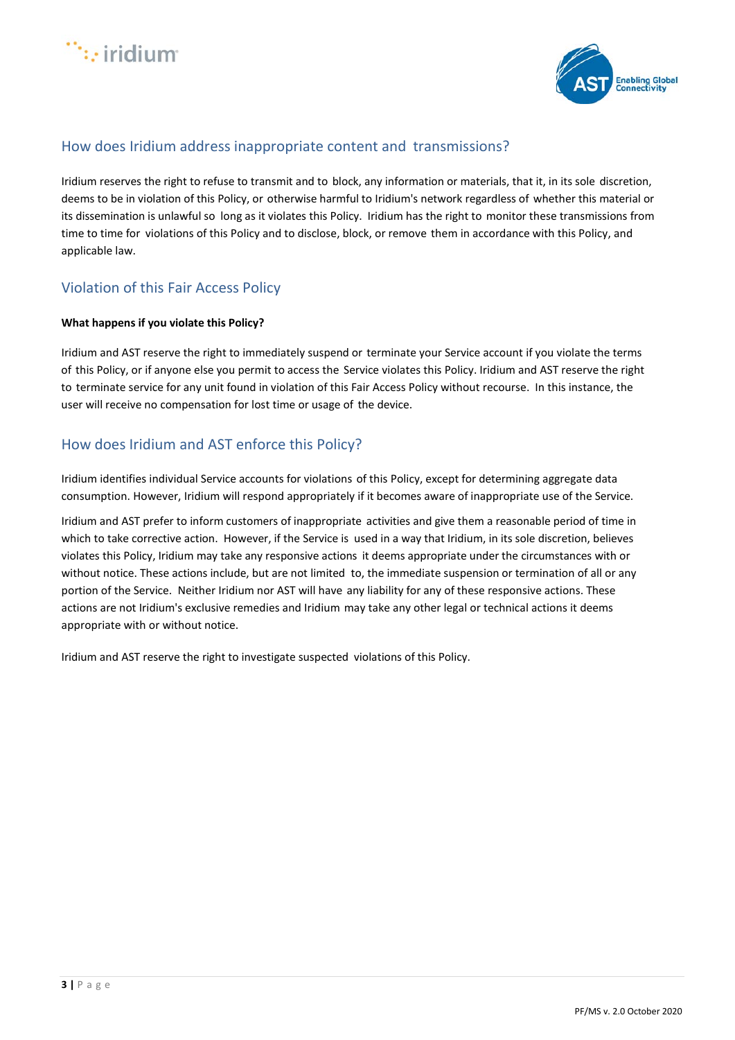## How does Iridium address inappropriate content and transmissions?

Iridium reserves the right to refuse to transmit and to block, any information or materials, that it, in its sole discretion, deems to be in violation of this Policy, or otherwise harmful to Iridium's network regardless of whether this material or its dissemination is unlawful so long as it violates this Policy. Iridium has the right to monitor these transmissions from time to time for violations of this Policy and to disclose, block, or remove them in accordance with this Policy, and applicable law.

## Violation of this Fair Access Policy

**What happens if you violate this Policy?**

Iridium and AST reserve the right to immediately suspend or terminate your Service account if you violate the terms of this Policy, or if anyone else you permit to access the Service violates this Policy. Iridium and AST reserve the right to terminate service for any unit found in violation of this Fair Access Policy without recourse. In this instance, the user will receive no compensation for lost time or usage of the device.

## How does Iridium and AST enforce this Policy?

Iridium identifies individual Service accounts for violations of this Policy, except for determining aggregate data consumption. However, Iridium will respond appropriately if it becomes aware of inappropriate use of the Service.

Iridium and AST prefer to inform customers of inappropriate activities and give them a reasonable period of time in which to take corrective action. However, if the Service is used in a way that Iridium, in its sole discretion, believes violates this Policy, Iridium may take any responsive actions it deems appropriate under the circumstances with or without notice. These actions include, but are not limited to, the immediate suspension or termination of all or any portion of the Service. Neither Iridium nor AST will have any liability for any of these responsive actions. These actions are not Iridium's exclusive remedies and Iridium may take any other legal or technical actions it deems appropriate with or without notice.

Iridium and AST reserve the right to investigate suspected violations of this Policy.